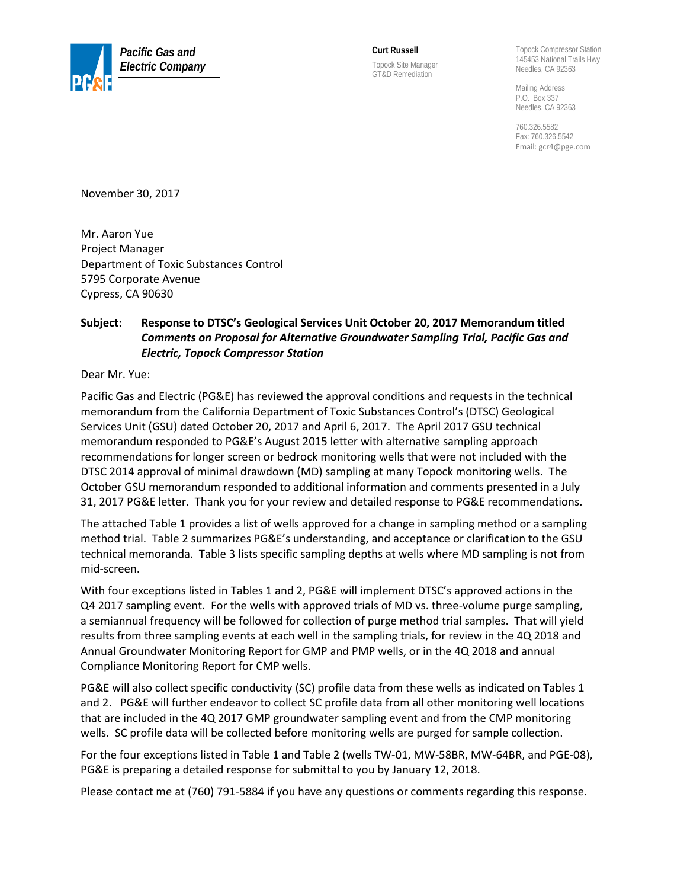**Pacific Gas and Electric Company**

**Curt Russell**
Topock Site Manager
GT&D Remediation

Topock Compressor Station
145453 National Trails Hwy
Needles, CA 92363

Mailing Address
P.O. Box 337
Needles, CA 92363

760.326.5582
Fax: 760.326.5542
Email: gcr4@pge.com

November 30, 2017

Mr. Aaron Yue
Project Manager
Department of Toxic Substances Control
5795 Corporate Avenue
Cypress, CA 90630

**Subject: Response to DTSC's Geological Services Unit October 20, 2017 Memorandum titled *Comments on Proposal for Alternative Groundwater Sampling Trial, Pacific Gas and Electric, Topock Compressor Station***

Dear Mr. Yue:

Pacific Gas and Electric (PG&E) has reviewed the approval conditions and requests in the technical memorandum from the California Department of Toxic Substances Control's (DTSC) Geological Services Unit (GSU) dated October 20, 2017 and April 6, 2017. The April 2017 GSU technical memorandum responded to PG&E's August 2015 letter with alternative sampling approach recommendations for longer screen or bedrock monitoring wells that were not included with the DTSC 2014 approval of minimal drawdown (MD) sampling at many Topock monitoring wells. The October GSU memorandum responded to additional information and comments presented in a July 31, 2017 PG&E letter. Thank you for your review and detailed response to PG&E recommendations.

The attached Table 1 provides a list of wells approved for a change in sampling method or a sampling method trial. Table 2 summarizes PG&E's understanding, and acceptance or clarification to the GSU technical memoranda. Table 3 lists specific sampling depths at wells where MD sampling is not from mid-screen.

With four exceptions listed in Tables 1 and 2, PG&E will implement DTSC's approved actions in the Q4 2017 sampling event. For the wells with approved trials of MD vs. three-volume purge sampling, a semiannual frequency will be followed for collection of purge method trial samples. That will yield results from three sampling events at each well in the sampling trials, for review in the 4Q 2018 and Annual Groundwater Monitoring Report for GMP and PMP wells, or in the 4Q 2018 and annual Compliance Monitoring Report for CMP wells.

PG&E will also collect specific conductivity (SC) profile data from these wells as indicated on Tables 1 and 2. PG&E will further endeavor to collect SC profile data from all other monitoring well locations that are included in the 4Q 2017 GMP groundwater sampling event and from the CMP monitoring wells. SC profile data will be collected before monitoring wells are purged for sample collection.

For the four exceptions listed in Table 1 and Table 2 (wells TW-01, MW-58BR, MW-64BR, and PGE-08), PG&E is preparing a detailed response for submittal to you by January 12, 2018.

Please contact me at (760) 791-5884 if you have any questions or comments regarding this response.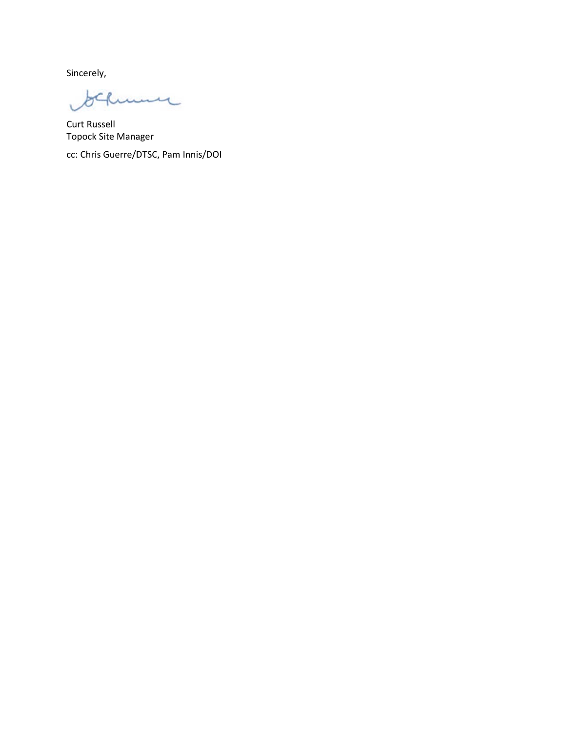Sincerely,

Curt Russell
Topock Site Manager

cc: Chris Guerre/DTSC, Pam Innis/DOI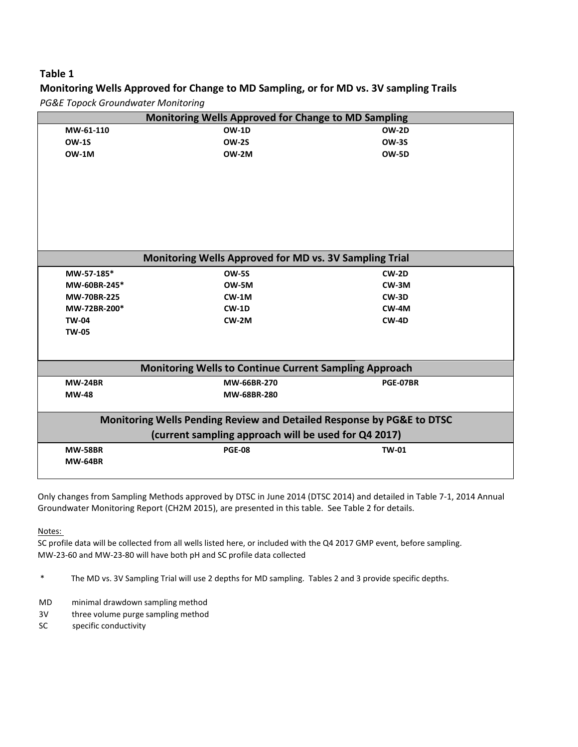**Table 1**

**Monitoring Wells Approved for Change to MD Sampling, or for MD vs. 3V sampling Trails**

*PG&E Topock Groundwater Monitoring*

| Monitoring Wells Approved for Change to MD Sampling | | |
|---|---|---|
| **MW-61-110** | **OW-1D** | **OW-2D** |
| **OW-1S** | **OW-2S** | **OW-3S** |
| **OW-1M** | **OW-2M** | **OW-5D** |
| **Monitoring Wells Approved for MD vs. 3V Sampling Trial** | | |
| **MW-57-185*** | **OW-5S** | **CW-2D** |
| **MW-60BR-245*** | **OW-5M** | **CW-3M** |
| **MW-70BR-225** | **CW-1M** | **CW-3D** |
| **MW-72BR-200*** | **CW-1D** | **CW-4M** |
| **TW-04** | **CW-2M** | **CW-4D** |
| **TW-05** | | |
| **Monitoring Wells to Continue Current Sampling Approach** | | |
| **MW-24BR** | **MW-66BR-270** | **PGE-07BR** |
| **MW-48** | **MW-68BR-280** | |
| **Monitoring Wells Pending Review and Detailed Response by PG&E to DTSC (current sampling approach will be used for Q4 2017)** | | |
| **MW-58BR** | **PGE-08** | **TW-01** |
| **MW-64BR** | | |

Only changes from Sampling Methods approved by DTSC in June 2014 (DTSC 2014) and detailed in Table 7-1, 2014 Annual Groundwater Monitoring Report (CH2M 2015), are presented in this table. See Table 2 for details.

Notes:

SC profile data will be collected from all wells listed here, or included with the Q4 2017 GMP event, before sampling.

MW-23-60 and MW-23-80 will have both pH and SC profile data collected

\* The MD vs. 3V Sampling Trial will use 2 depths for MD sampling. Tables 2 and 3 provide specific depths.

MD minimal drawdown sampling method

3V three volume purge sampling method

SC specific conductivity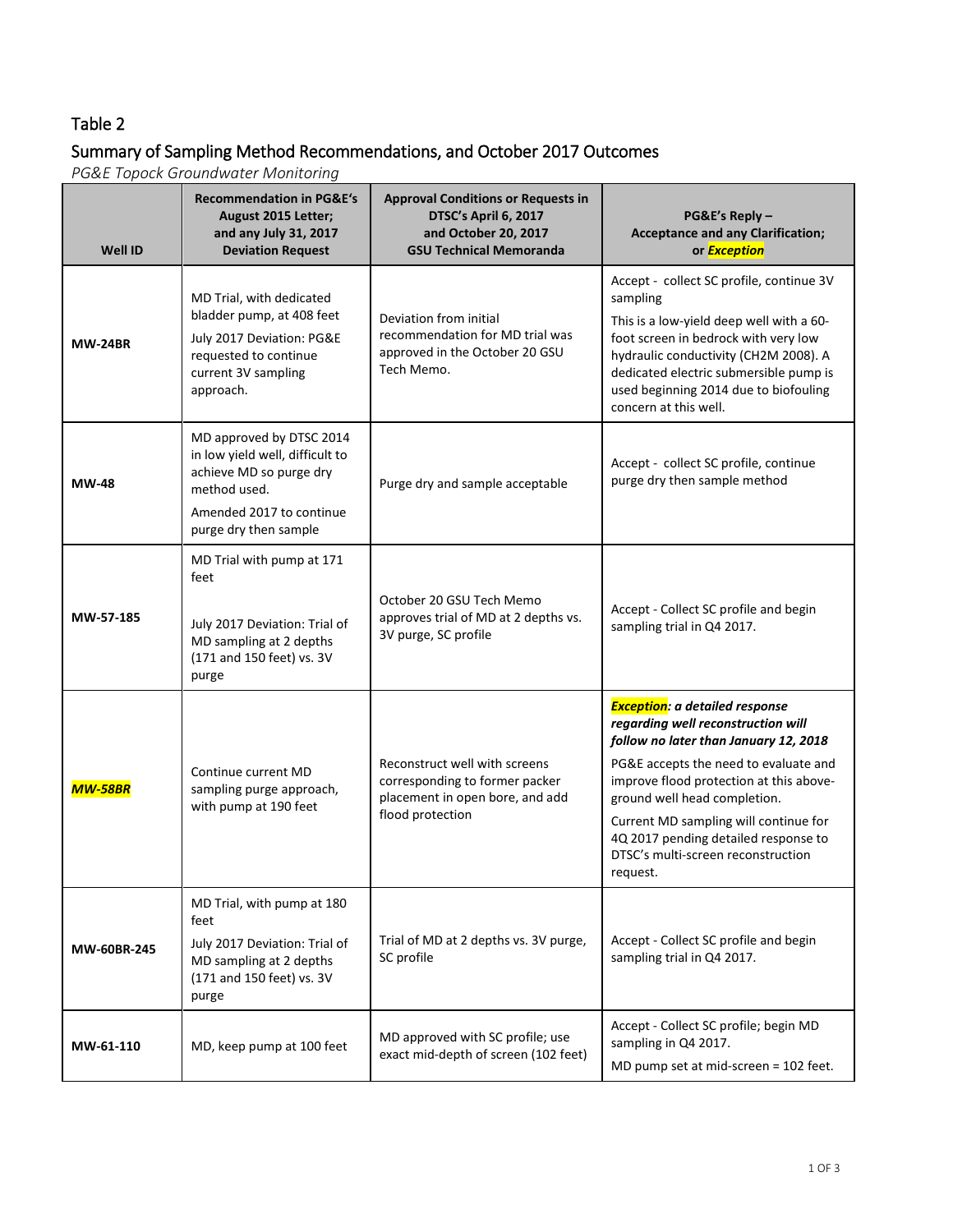# Table 2

## Summary of Sampling Method Recommendations, and October 2017 Outcomes

*PG&E Topock Groundwater Monitoring*

| Well ID | Recommendation in PG&E's August 2015 Letter; and any July 31, 2017 Deviation Request | Approval Conditions or Requests in DTSC's April 6, 2017 and October 20, 2017 GSU Technical Memoranda | PG&E's Reply – Acceptance and any Clarification; or ***Exception*** |
|---|---|---|---|
| **MW-24BR** | MD Trial, with dedicated bladder pump, at 408 feet<br><br>July 2017 Deviation: PG&E requested to continue current 3V sampling approach. | Deviation from initial recommendation for MD trial was approved in the October 20 GSU Tech Memo. | Accept - collect SC profile, continue 3V sampling<br><br>This is a low-yield deep well with a 60-foot screen in bedrock with very low hydraulic conductivity (CH2M 2008). A dedicated electric submersible pump is used beginning 2014 due to biofouling concern at this well. |
| **MW-48** | MD approved by DTSC 2014 in low yield well, difficult to achieve MD so purge dry method used.<br><br>Amended 2017 to continue purge dry then sample | Purge dry and sample acceptable | Accept - collect SC profile, continue purge dry then sample method |
| **MW-57-185** | MD Trial with pump at 171 feet<br><br>July 2017 Deviation: Trial of MD sampling at 2 depths (171 and 150 feet) vs. 3V purge | October 20 GSU Tech Memo approves trial of MD at 2 depths vs. 3V purge, SC profile | Accept - Collect SC profile and begin sampling trial in Q4 2017. |
| ***MW-58BR*** | Continue current MD sampling purge approach, with pump at 190 feet | Reconstruct well with screens corresponding to former packer placement in open bore, and add flood protection | ***Exception: a detailed response regarding well reconstruction will follow no later than January 12, 2018***<br><br>PG&E accepts the need to evaluate and improve flood protection at this above-ground well head completion.<br><br>Current MD sampling will continue for 4Q 2017 pending detailed response to DTSC's multi-screen reconstruction request. |
| **MW-60BR-245** | MD Trial, with pump at 180 feet<br><br>July 2017 Deviation: Trial of MD sampling at 2 depths (171 and 150 feet) vs. 3V purge | Trial of MD at 2 depths vs. 3V purge, SC profile | Accept - Collect SC profile and begin sampling trial in Q4 2017. |
| **MW-61-110** | MD, keep pump at 100 feet | MD approved with SC profile; use exact mid-depth of screen (102 feet) | Accept - Collect SC profile; begin MD sampling in Q4 2017.<br><br>MD pump set at mid-screen = 102 feet. |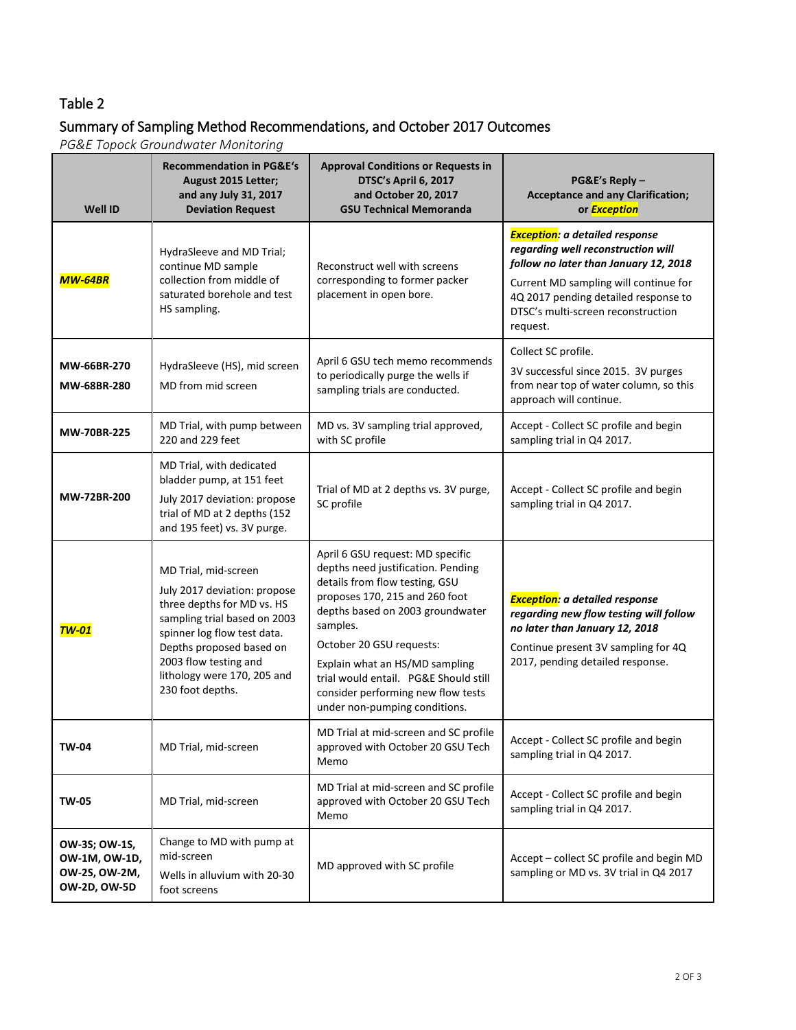# Table 2

## Summary of Sampling Method Recommendations, and October 2017 Outcomes

*PG&E Topock Groundwater Monitoring*

| Well ID | Recommendation in PG&E's August 2015 Letter; and any July 31, 2017 Deviation Request | Approval Conditions or Requests in DTSC's April 6, 2017 and October 20, 2017 GSU Technical Memoranda | PG&E's Reply – Acceptance and any Clarification; or ***Exception*** |
|---|---|---|---|
| ***MW-64BR*** | HydraSleeve and MD Trial; continue MD sample collection from middle of saturated borehole and test HS sampling. | Reconstruct well with screens corresponding to former packer placement in open bore. | ***Exception: a detailed response regarding well reconstruction will follow no later than January 12, 2018*** Current MD sampling will continue for 4Q 2017 pending detailed response to DTSC's multi-screen reconstruction request. |
| **MW-66BR-270** **MW-68BR-280** | HydraSleeve (HS), mid screen MD from mid screen | April 6 GSU tech memo recommends to periodically purge the wells if sampling trials are conducted. | Collect SC profile. 3V successful since 2015. 3V purges from near top of water column, so this approach will continue. |
| **MW-70BR-225** | MD Trial, with pump between 220 and 229 feet | MD vs. 3V sampling trial approved, with SC profile | Accept - Collect SC profile and begin sampling trial in Q4 2017. |
| **MW-72BR-200** | MD Trial, with dedicated bladder pump, at 151 feet July 2017 deviation: propose trial of MD at 2 depths (152 and 195 feet) vs. 3V purge. | Trial of MD at 2 depths vs. 3V purge, SC profile | Accept - Collect SC profile and begin sampling trial in Q4 2017. |
| ***TW-01*** | MD Trial, mid-screen July 2017 deviation: propose three depths for MD vs. HS sampling trial based on 2003 spinner log flow test data. Depths proposed based on 2003 flow testing and lithology were 170, 205 and 230 foot depths. | April 6 GSU request: MD specific depths need justification. Pending details from flow testing, GSU proposes 170, 215 and 260 foot depths based on 2003 groundwater samples. October 20 GSU requests: Explain what an HS/MD sampling trial would entail. PG&E Should still consider performing new flow tests under non-pumping conditions. | ***Exception: a detailed response regarding new flow testing will follow no later than January 12, 2018*** Continue present 3V sampling for 4Q 2017, pending detailed response. |
| **TW-04** | MD Trial, mid-screen | MD Trial at mid-screen and SC profile approved with October 20 GSU Tech Memo | Accept - Collect SC profile and begin sampling trial in Q4 2017. |
| **TW-05** | MD Trial, mid-screen | MD Trial at mid-screen and SC profile approved with October 20 GSU Tech Memo | Accept - Collect SC profile and begin sampling trial in Q4 2017. |
| **OW-3S; OW-1S, OW-1M, OW-1D, OW-2S, OW-2M, OW-2D, OW-5D** | Change to MD with pump at mid-screen Wells in alluvium with 20-30 foot screens | MD approved with SC profile | Accept – collect SC profile and begin MD sampling or MD vs. 3V trial in Q4 2017 |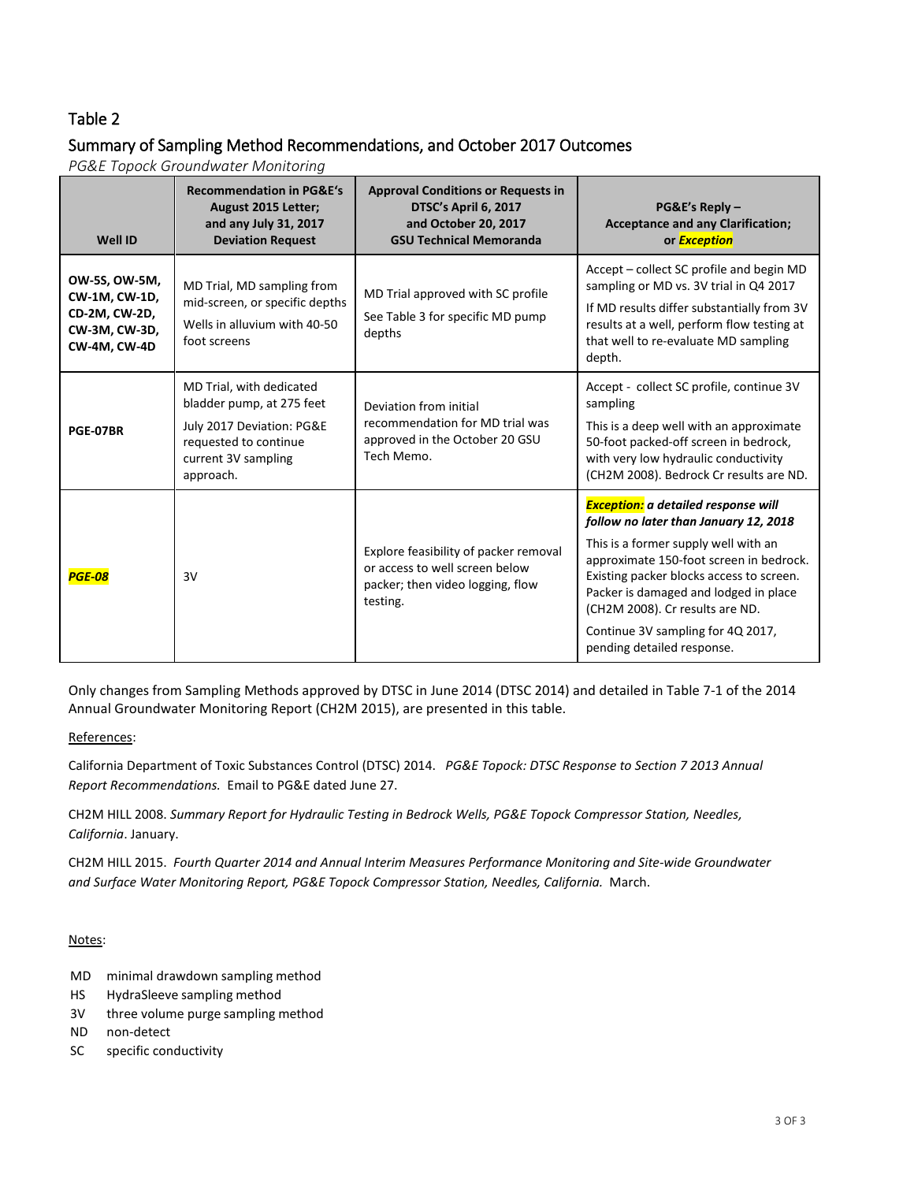## Table 2

## Summary of Sampling Method Recommendations, and October 2017 Outcomes

*PG&E Topock Groundwater Monitoring*

| Well ID | Recommendation in PG&E's August 2015 Letter; and any July 31, 2017 Deviation Request | Approval Conditions or Requests in DTSC's April 6, 2017 and October 20, 2017 GSU Technical Memoranda | PG&E's Reply – Acceptance and any Clarification; or ***Exception*** |
|---|---|---|---|
| **OW-5S, OW-5M, CW-1M, CW-1D, CD-2M, CW-2D, CW-3M, CW-3D, CW-4M, CW-4D** | MD Trial, MD sampling from mid-screen, or specific depths<br>Wells in alluvium with 40-50 foot screens | MD Trial approved with SC profile<br>See Table 3 for specific MD pump depths | Accept – collect SC profile and begin MD sampling or MD vs. 3V trial in Q4 2017<br>If MD results differ substantially from 3V results at a well, perform flow testing at that well to re-evaluate MD sampling depth. |
| **PGE-07BR** | MD Trial, with dedicated bladder pump, at 275 feet<br>July 2017 Deviation: PG&E requested to continue current 3V sampling approach. | Deviation from initial recommendation for MD trial was approved in the October 20 GSU Tech Memo. | Accept - collect SC profile, continue 3V sampling<br>This is a deep well with an approximate 50-foot packed-off screen in bedrock, with very low hydraulic conductivity (CH2M 2008). Bedrock Cr results are ND. |
| ***PGE-08*** | 3V | Explore feasibility of packer removal or access to well screen below packer; then video logging, flow testing. | ***Exception:** a detailed response will follow no later than January 12, 2018*<br>This is a former supply well with an approximate 150-foot screen in bedrock. Existing packer blocks access to screen. Packer is damaged and lodged in place (CH2M 2008). Cr results are ND.<br>Continue 3V sampling for 4Q 2017, pending detailed response. |

Only changes from Sampling Methods approved by DTSC in June 2014 (DTSC 2014) and detailed in Table 7-1 of the 2014 Annual Groundwater Monitoring Report (CH2M 2015), are presented in this table.

References:

California Department of Toxic Substances Control (DTSC) 2014. *PG&E Topock: DTSC Response to Section 7 2013 Annual Report Recommendations.* Email to PG&E dated June 27.

CH2M HILL 2008. *Summary Report for Hydraulic Testing in Bedrock Wells, PG&E Topock Compressor Station, Needles, California*. January.

CH2M HILL 2015. *Fourth Quarter 2014 and Annual Interim Measures Performance Monitoring and Site-wide Groundwater and Surface Water Monitoring Report, PG&E Topock Compressor Station, Needles, California.* March.

Notes:

- MD minimal drawdown sampling method
- HS HydraSleeve sampling method
- 3V three volume purge sampling method
- ND non-detect
- SC specific conductivity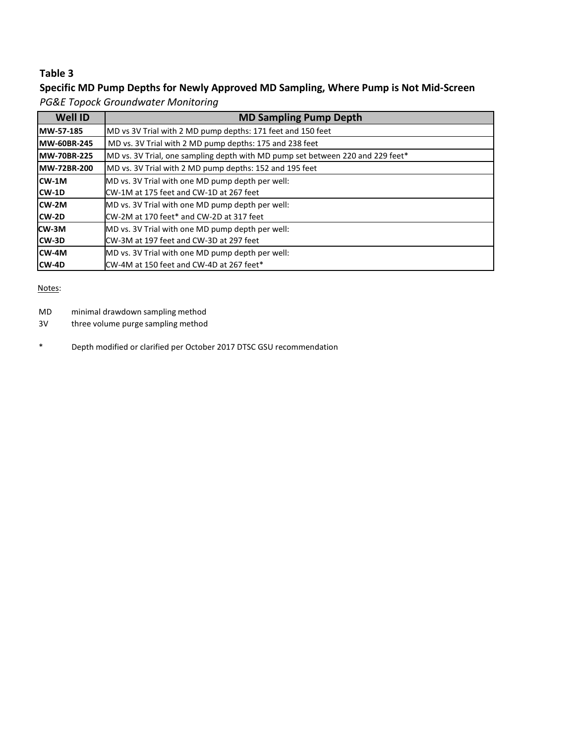**Table 3**

**Specific MD Pump Depths for Newly Approved MD Sampling, Where Pump is Not Mid-Screen**

*PG&E Topock Groundwater Monitoring*

| Well ID | MD Sampling Pump Depth |
|---|---|
| **MW-57-185** | MD vs 3V Trial with 2 MD pump depths: 171 feet and 150 feet |
| **MW-60BR-245** | MD vs. 3V Trial with 2 MD pump depths: 175 and 238 feet |
| **MW-70BR-225** | MD vs. 3V Trial, one sampling depth with MD pump set between 220 and 229 feet* |
| **MW-72BR-200** | MD vs. 3V Trial with 2 MD pump depths: 152 and 195 feet |
| **CW-1M**<br>**CW-1D** | MD vs. 3V Trial with one MD pump depth per well:<br>CW-1M at 175 feet and CW-1D at 267 feet |
| **CW-2M**<br>**CW-2D** | MD vs. 3V Trial with one MD pump depth per well:<br>CW-2M at 170 feet* and CW-2D at 317 feet |
| **CW-3M**<br>**CW-3D** | MD vs. 3V Trial with one MD pump depth per well:<br>CW-3M at 197 feet and CW-3D at 297 feet |
| **CW-4M**<br>**CW-4D** | MD vs. 3V Trial with one MD pump depth per well:<br>CW-4M at 150 feet and CW-4D at 267 feet* |

Notes:

MD minimal drawdown sampling method

3V three volume purge sampling method

* Depth modified or clarified per October 2017 DTSC GSU recommendation